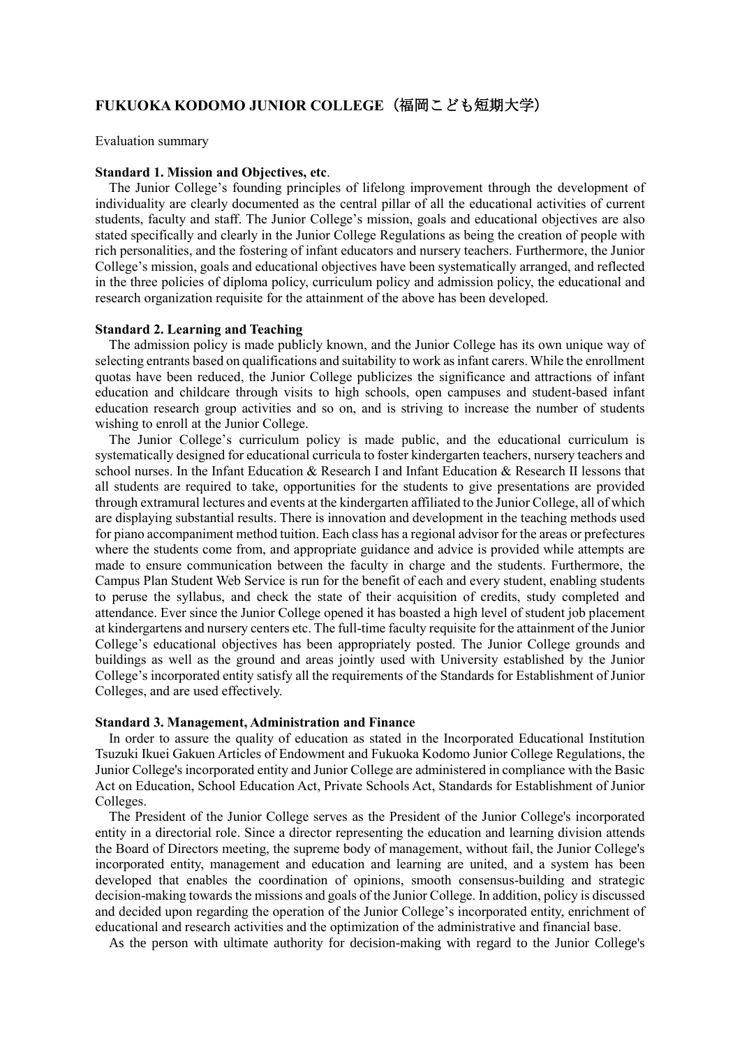# FUKUOKA KODOMO JUNIOR COLLEGE（福岡こども短期大学）

Evaluation summary

**Standard 1. Mission and Objectives, etc**.

The Junior College's founding principles of lifelong improvement through the development of individuality are clearly documented as the central pillar of all the educational activities of current students, faculty and staff. The Junior College's mission, goals and educational objectives are also stated specifically and clearly in the Junior College Regulations as being the creation of people with rich personalities, and the fostering of infant educators and nursery teachers. Furthermore, the Junior College's mission, goals and educational objectives have been systematically arranged, and reflected in the three policies of diploma policy, curriculum policy and admission policy, the educational and research organization requisite for the attainment of the above has been developed.

**Standard 2. Learning and Teaching**

The admission policy is made publicly known, and the Junior College has its own unique way of selecting entrants based on qualifications and suitability to work as infant carers. While the enrollment quotas have been reduced, the Junior College publicizes the significance and attractions of infant education and childcare through visits to high schools, open campuses and student-based infant education research group activities and so on, and is striving to increase the number of students wishing to enroll at the Junior College.

The Junior College's curriculum policy is made public, and the educational curriculum is systematically designed for educational curricula to foster kindergarten teachers, nursery teachers and school nurses. In the Infant Education & Research I and Infant Education & Research II lessons that all students are required to take, opportunities for the students to give presentations are provided through extramural lectures and events at the kindergarten affiliated to the Junior College, all of which are displaying substantial results. There is innovation and development in the teaching methods used for piano accompaniment method tuition. Each class has a regional advisor for the areas or prefectures where the students come from, and appropriate guidance and advice is provided while attempts are made to ensure communication between the faculty in charge and the students. Furthermore, the Campus Plan Student Web Service is run for the benefit of each and every student, enabling students to peruse the syllabus, and check the state of their acquisition of credits, study completed and attendance. Ever since the Junior College opened it has boasted a high level of student job placement at kindergartens and nursery centers etc. The full-time faculty requisite for the attainment of the Junior College's educational objectives has been appropriately posted. The Junior College grounds and buildings as well as the ground and areas jointly used with University established by the Junior College's incorporated entity satisfy all the requirements of the Standards for Establishment of Junior Colleges, and are used effectively.

**Standard 3. Management, Administration and Finance**

In order to assure the quality of education as stated in the Incorporated Educational Institution Tsuzuki Ikuei Gakuen Articles of Endowment and Fukuoka Kodomo Junior College Regulations, the Junior College's incorporated entity and Junior College are administered in compliance with the Basic Act on Education, School Education Act, Private Schools Act, Standards for Establishment of Junior Colleges.

The President of the Junior College serves as the President of the Junior College's incorporated entity in a directorial role. Since a director representing the education and learning division attends the Board of Directors meeting, the supreme body of management, without fail, the Junior College's incorporated entity, management and education and learning are united, and a system has been developed that enables the coordination of opinions, smooth consensus-building and strategic decision-making towards the missions and goals of the Junior College. In addition, policy is discussed and decided upon regarding the operation of the Junior College's incorporated entity, enrichment of educational and research activities and the optimization of the administrative and financial base.

As the person with ultimate authority for decision-making with regard to the Junior College's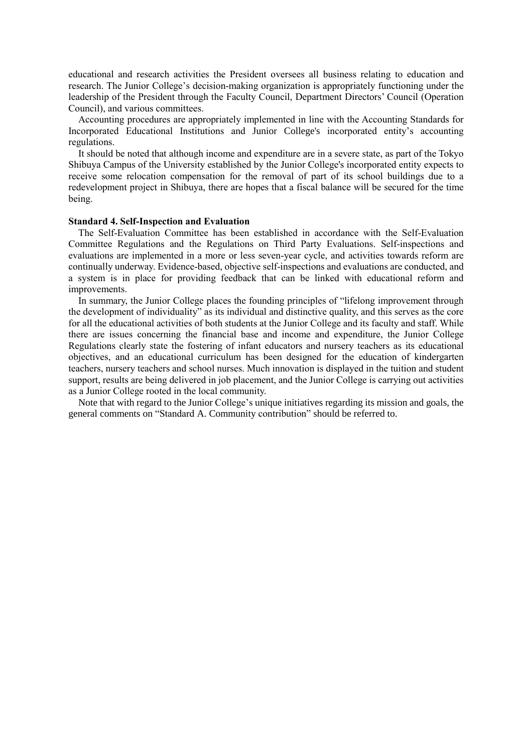educational and research activities the President oversees all business relating to education and research. The Junior College's decision-making organization is appropriately functioning under the leadership of the President through the Faculty Council, Department Directors' Council (Operation Council), and various committees.

Accounting procedures are appropriately implemented in line with the Accounting Standards for Incorporated Educational Institutions and Junior College's incorporated entity's accounting regulations.

It should be noted that although income and expenditure are in a severe state, as part of the Tokyo Shibuya Campus of the University established by the Junior College's incorporated entity expects to receive some relocation compensation for the removal of part of its school buildings due to a redevelopment project in Shibuya, there are hopes that a fiscal balance will be secured for the time being.

**Standard 4. Self-Inspection and Evaluation**

The Self-Evaluation Committee has been established in accordance with the Self-Evaluation Committee Regulations and the Regulations on Third Party Evaluations. Self-inspections and evaluations are implemented in a more or less seven-year cycle, and activities towards reform are continually underway. Evidence-based, objective self-inspections and evaluations are conducted, and a system is in place for providing feedback that can be linked with educational reform and improvements.

In summary, the Junior College places the founding principles of "lifelong improvement through the development of individuality" as its individual and distinctive quality, and this serves as the core for all the educational activities of both students at the Junior College and its faculty and staff. While there are issues concerning the financial base and income and expenditure, the Junior College Regulations clearly state the fostering of infant educators and nursery teachers as its educational objectives, and an educational curriculum has been designed for the education of kindergarten teachers, nursery teachers and school nurses. Much innovation is displayed in the tuition and student support, results are being delivered in job placement, and the Junior College is carrying out activities as a Junior College rooted in the local community.

Note that with regard to the Junior College's unique initiatives regarding its mission and goals, the general comments on "Standard A. Community contribution" should be referred to.